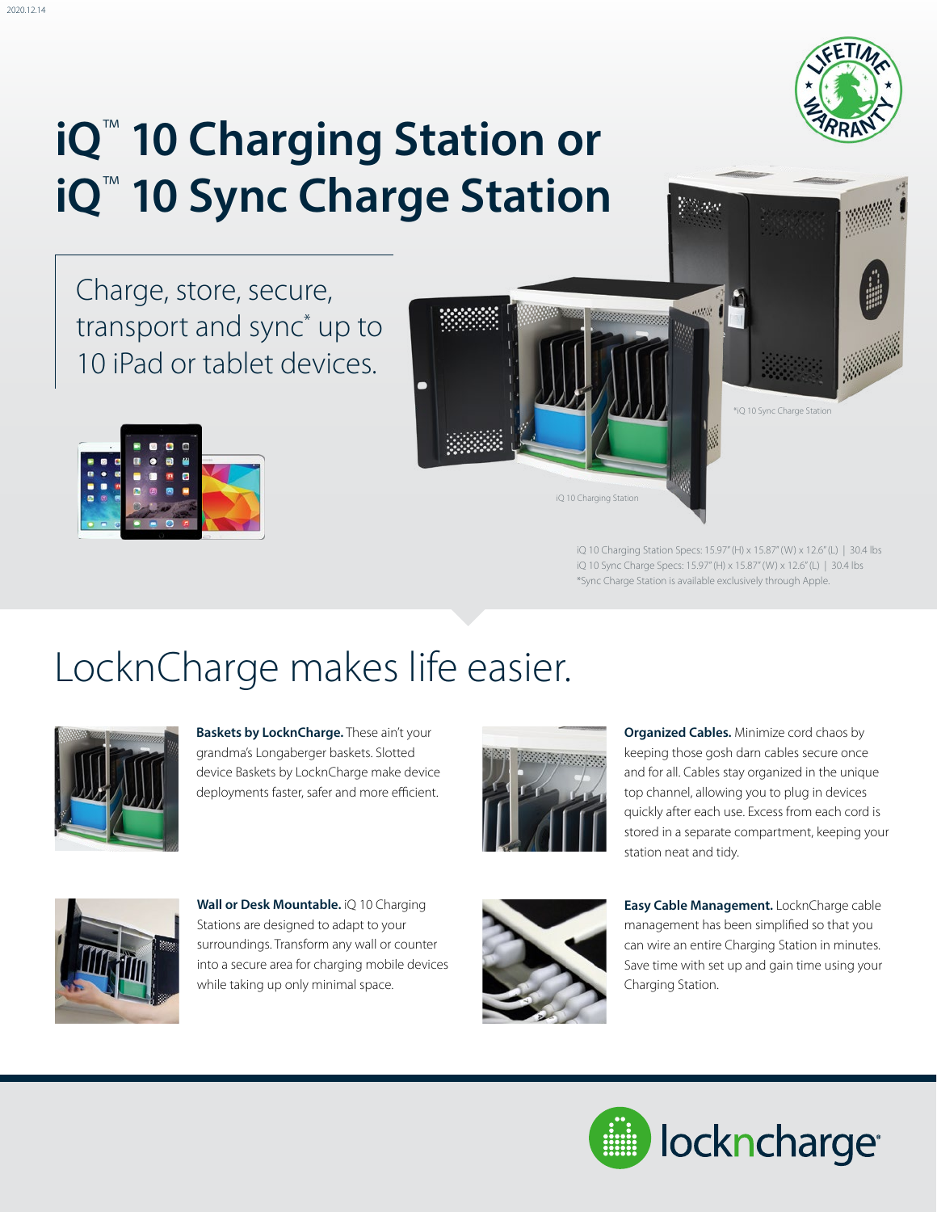# iQ™ 10 Charging Station or iQ™ 10 Sync Charge Station

Charge, store, secure, transport and sync* up to 10 iPad or tablet devices.

*iQ 10 Sync Charge Station

iQ 10 Charging Station

iQ 10 Charging Station Specs: 15.97" (H) x 15.87" (W) x 12.6" (L) | 30.4 lbs
iQ 10 Sync Charge Specs: 15.97" (H) x 15.87" (W) x 12.6" (L) | 30.4 lbs
*Sync Charge Station is available exclusively through Apple.

## LocknCharge makes life easier.

**Baskets by LocknCharge.** These ain't your grandma's Longaberger baskets. Slotted device Baskets by LocknCharge make device deployments faster, safer and more efficient.

**Organized Cables.** Minimize cord chaos by keeping those gosh darn cables secure once and for all. Cables stay organized in the unique top channel, allowing you to plug in devices quickly after each use. Excess from each cord is stored in a separate compartment, keeping your station neat and tidy.

**Wall or Desk Mountable.** iQ 10 Charging Stations are designed to adapt to your surroundings. Transform any wall or counter into a secure area for charging mobile devices while taking up only minimal space.

**Easy Cable Management.** LocknCharge cable management has been simplified so that you can wire an entire Charging Station in minutes. Save time with set up and gain time using your Charging Station.

lockncharge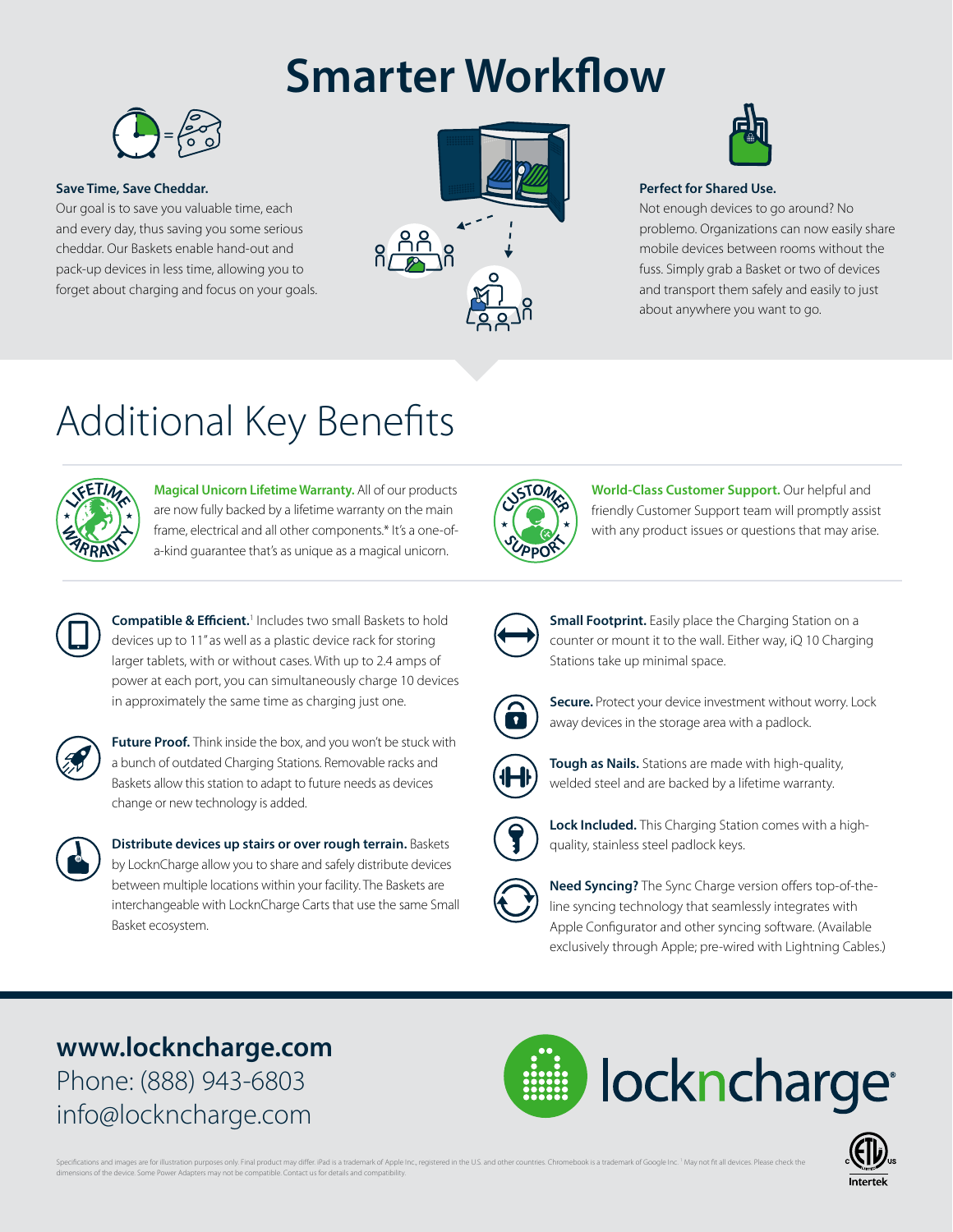# Smarter Workflow

**Save Time, Save Cheddar.**
Our goal is to save you valuable time, each and every day, thus saving you some serious cheddar. Our Baskets enable hand-out and pack-up devices in less time, allowing you to forget about charging and focus on your goals.

**Perfect for Shared Use.**
Not enough devices to go around? No problemo. Organizations can now easily share mobile devices between rooms without the fuss. Simply grab a Basket or two of devices and transport them safely and easily to just about anywhere you want to go.

# Additional Key Benefits

**Magical Unicorn Lifetime Warranty.** All of our products are now fully backed by a lifetime warranty on the main frame, electrical and all other components.* It's a one-of-a-kind guarantee that's as unique as a magical unicorn.

**World-Class Customer Support.** Our helpful and friendly Customer Support team will promptly assist with any product issues or questions that may arise.

**Compatible & Efficient.**[1] Includes two small Baskets to hold devices up to 11" as well as a plastic device rack for storing larger tablets, with or without cases. With up to 2.4 amps of power at each port, you can simultaneously charge 10 devices in approximately the same time as charging just one.

**Future Proof.** Think inside the box, and you won't be stuck with a bunch of outdated Charging Stations. Removable racks and Baskets allow this station to adapt to future needs as devices change or new technology is added.

**Distribute devices up stairs or over rough terrain.** Baskets by LocknCharge allow you to share and safely distribute devices between multiple locations within your facility. The Baskets are interchangeable with LocknCharge Carts that use the same Small Basket ecosystem.

**Small Footprint.** Easily place the Charging Station on a counter or mount it to the wall. Either way, iQ 10 Charging Stations take up minimal space.

**Secure.** Protect your device investment without worry. Lock away devices in the storage area with a padlock.

**Tough as Nails.** Stations are made with high-quality, welded steel and are backed by a lifetime warranty.

**Lock Included.** This Charging Station comes with a high-quality, stainless steel padlock keys.

**Need Syncing?** The Sync Charge version offers top-of-the-line syncing technology that seamlessly integrates with Apple Configurator and other syncing software. (Available exclusively through Apple; pre-wired with Lightning Cables.)

**www.lockncharge.com**
Phone: (888) 943-6803
info@lockncharge.com

lockncharge®

Specifications and images are for illustration purposes only. Final product may differ. iPad is a trademark of Apple Inc., registered in the U.S. and other countries. Chromebook is a trademark of Google Inc. [1] May not fit all devices. Please check the dimensions of the device. Some Power Adapters may not be compatible. Contact us for details and compatibility.

Intertek